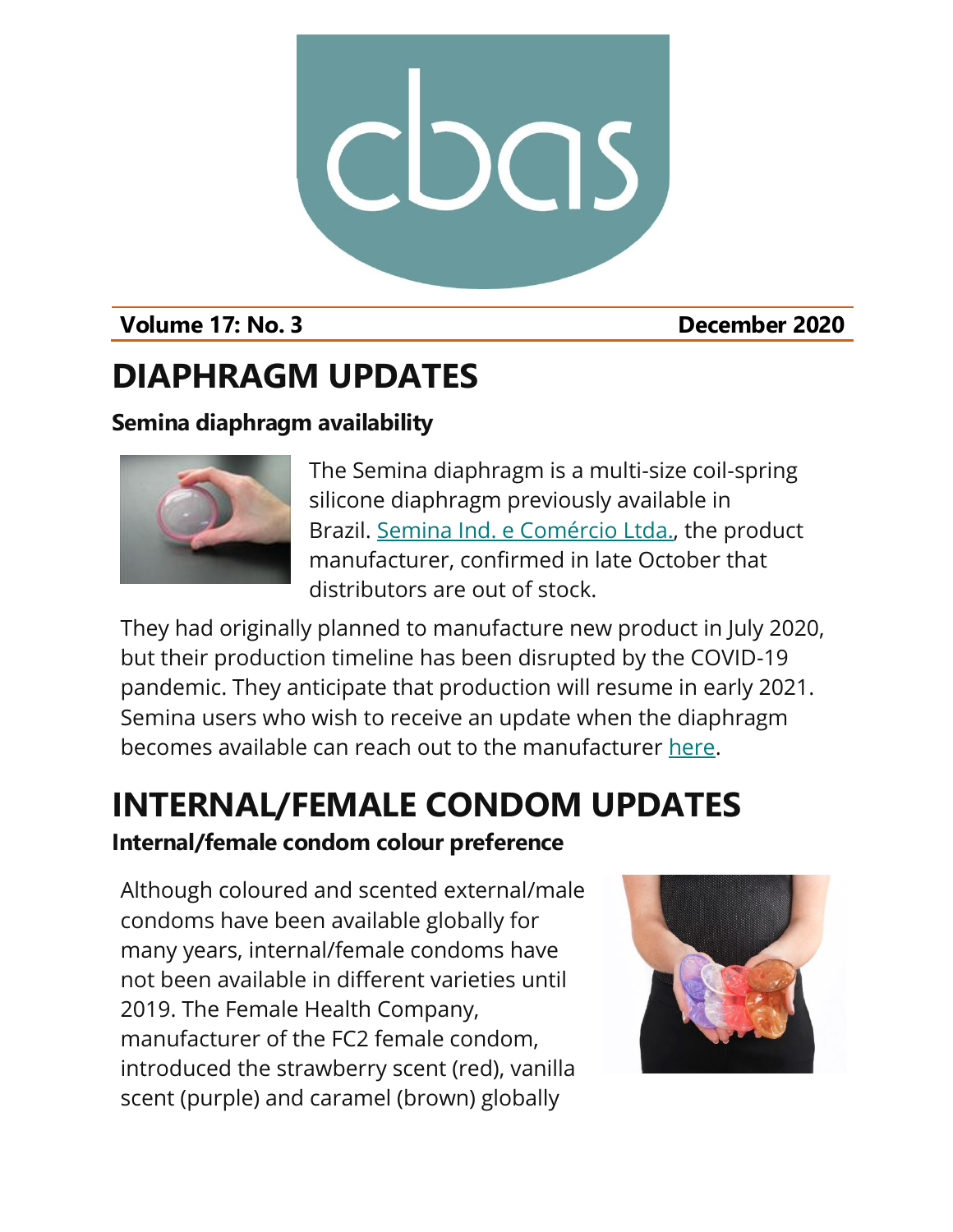cbas

**Volume 17: No. 3** **December 2020**

# DIAPHRAGM UPDATES

### Semina diaphragm availability

The Semina diaphragm is a multi-size coil-spring silicone diaphragm previously available in Brazil. Semina Ind. e Comércio Ltda., the product manufacturer, confirmed in late October that distributors are out of stock.

They had originally planned to manufacture new product in July 2020, but their production timeline has been disrupted by the COVID-19 pandemic. They anticipate that production will resume in early 2021. Semina users who wish to receive an update when the diaphragm becomes available can reach out to the manufacturer here.

# INTERNAL/FEMALE CONDOM UPDATES

### Internal/female condom colour preference

Although coloured and scented external/male condoms have been available globally for many years, internal/female condoms have not been available in different varieties until 2019. The Female Health Company, manufacturer of the FC2 female condom, introduced the strawberry scent (red), vanilla scent (purple) and caramel (brown) globally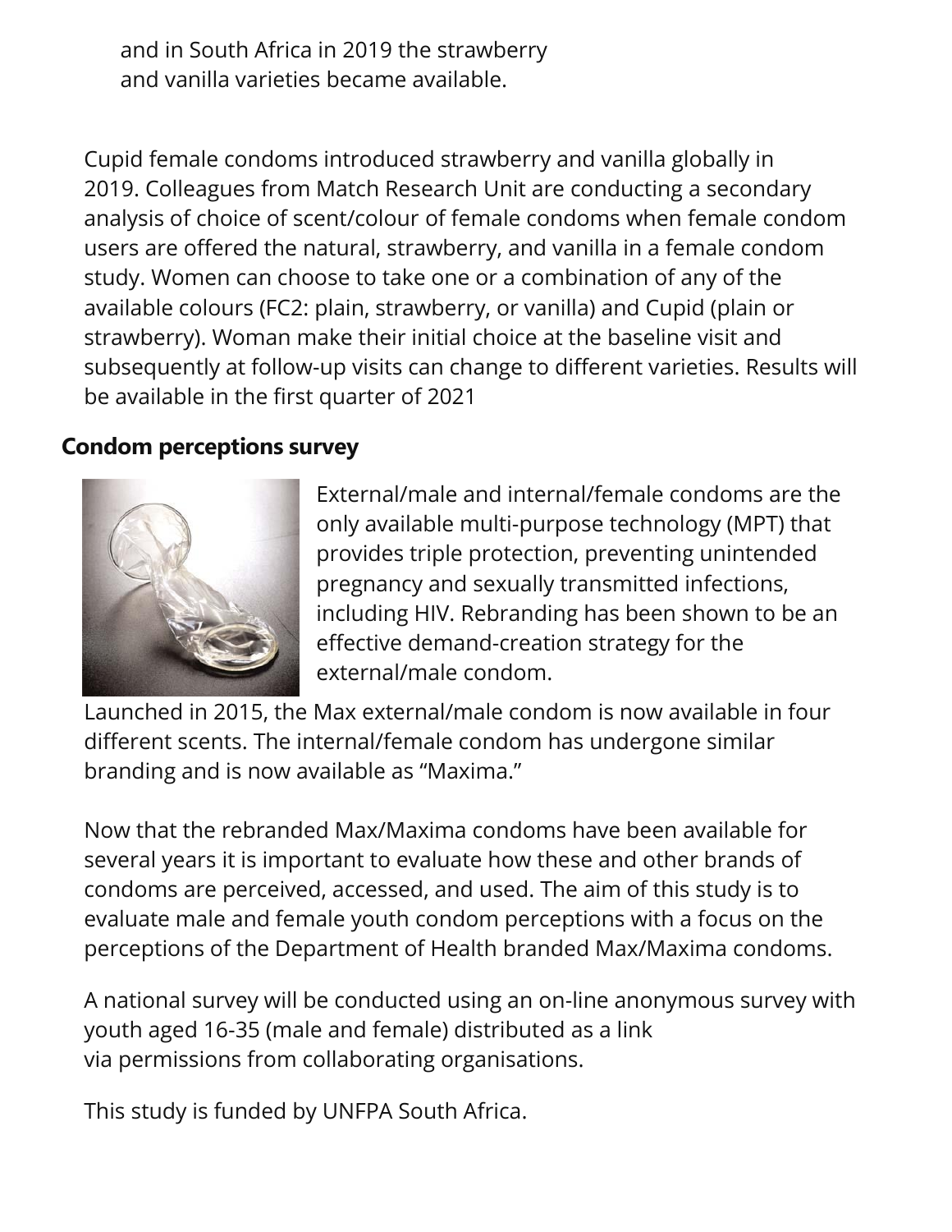and in South Africa in 2019 the strawberry and vanilla varieties became available.

Cupid female condoms introduced strawberry and vanilla globally in 2019. Colleagues from Match Research Unit are conducting a secondary analysis of choice of scent/colour of female condoms when female condom users are offered the natural, strawberry, and vanilla in a female condom study. Women can choose to take one or a combination of any of the available colours (FC2: plain, strawberry, or vanilla) and Cupid (plain or strawberry). Woman make their initial choice at the baseline visit and subsequently at follow-up visits can change to different varieties. Results will be available in the first quarter of 2021

## Condom perceptions survey

External/male and internal/female condoms are the only available multi-purpose technology (MPT) that provides triple protection, preventing unintended pregnancy and sexually transmitted infections, including HIV. Rebranding has been shown to be an effective demand-creation strategy for the external/male condom.

Launched in 2015, the Max external/male condom is now available in four different scents. The internal/female condom has undergone similar branding and is now available as “Maxima.”

Now that the rebranded Max/Maxima condoms have been available for several years it is important to evaluate how these and other brands of condoms are perceived, accessed, and used. The aim of this study is to evaluate male and female youth condom perceptions with a focus on the perceptions of the Department of Health branded Max/Maxima condoms.

A national survey will be conducted using an on-line anonymous survey with youth aged 16-35 (male and female) distributed as a link via permissions from collaborating organisations.

This study is funded by UNFPA South Africa.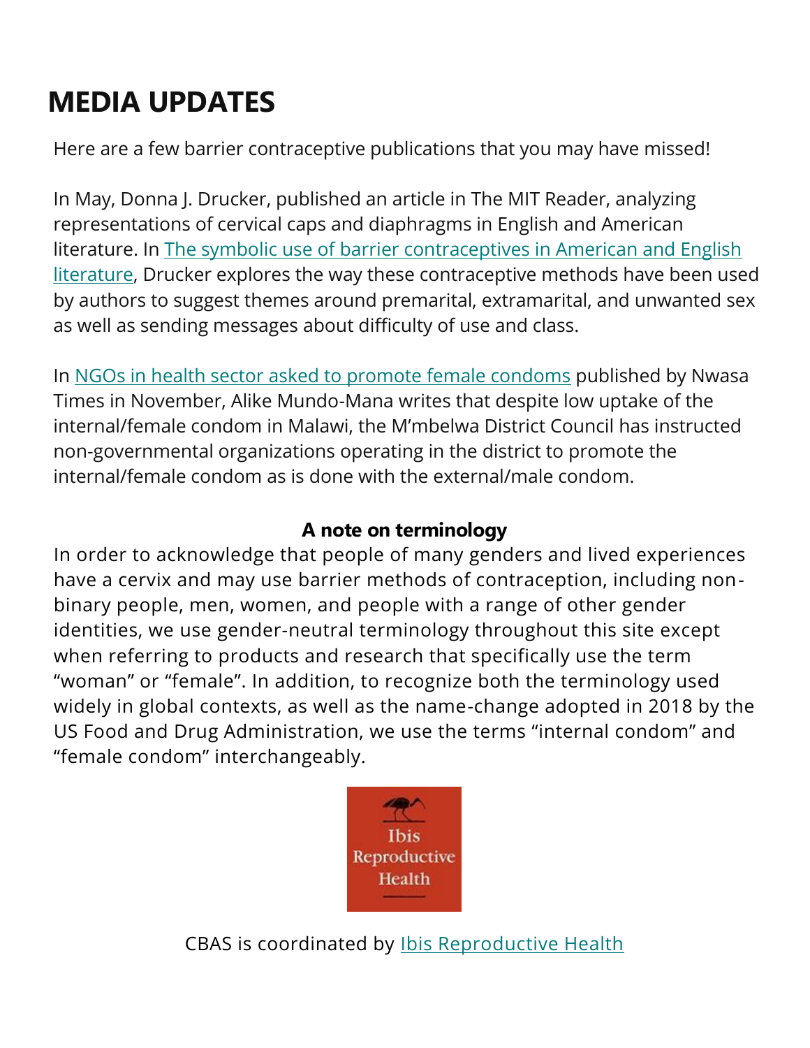# MEDIA UPDATES

Here are a few barrier contraceptive publications that you may have missed!

In May, Donna J. Drucker, published an article in The MIT Reader, analyzing representations of cervical caps and diaphragms in English and American literature. In The symbolic use of barrier contraceptives in American and English literature, Drucker explores the way these contraceptive methods have been used by authors to suggest themes around premarital, extramarital, and unwanted sex as well as sending messages about difficulty of use and class.

In NGOs in health sector asked to promote female condoms published by Nwasa Times in November, Alike Mundo-Mana writes that despite low uptake of the internal/female condom in Malawi, the M'mbelwa District Council has instructed non-governmental organizations operating in the district to promote the internal/female condom as is done with the external/male condom.

**A note on terminology**

In order to acknowledge that people of many genders and lived experiences have a cervix and may use barrier methods of contraception, including non-binary people, men, women, and people with a range of other gender identities, we use gender-neutral terminology throughout this site except when referring to products and research that specifically use the term "woman" or "female". In addition, to recognize both the terminology used widely in global contexts, as well as the name-change adopted in 2018 by the US Food and Drug Administration, we use the terms "internal condom" and "female condom" interchangeably.

Ibis Reproductive Health

CBAS is coordinated by Ibis Reproductive Health